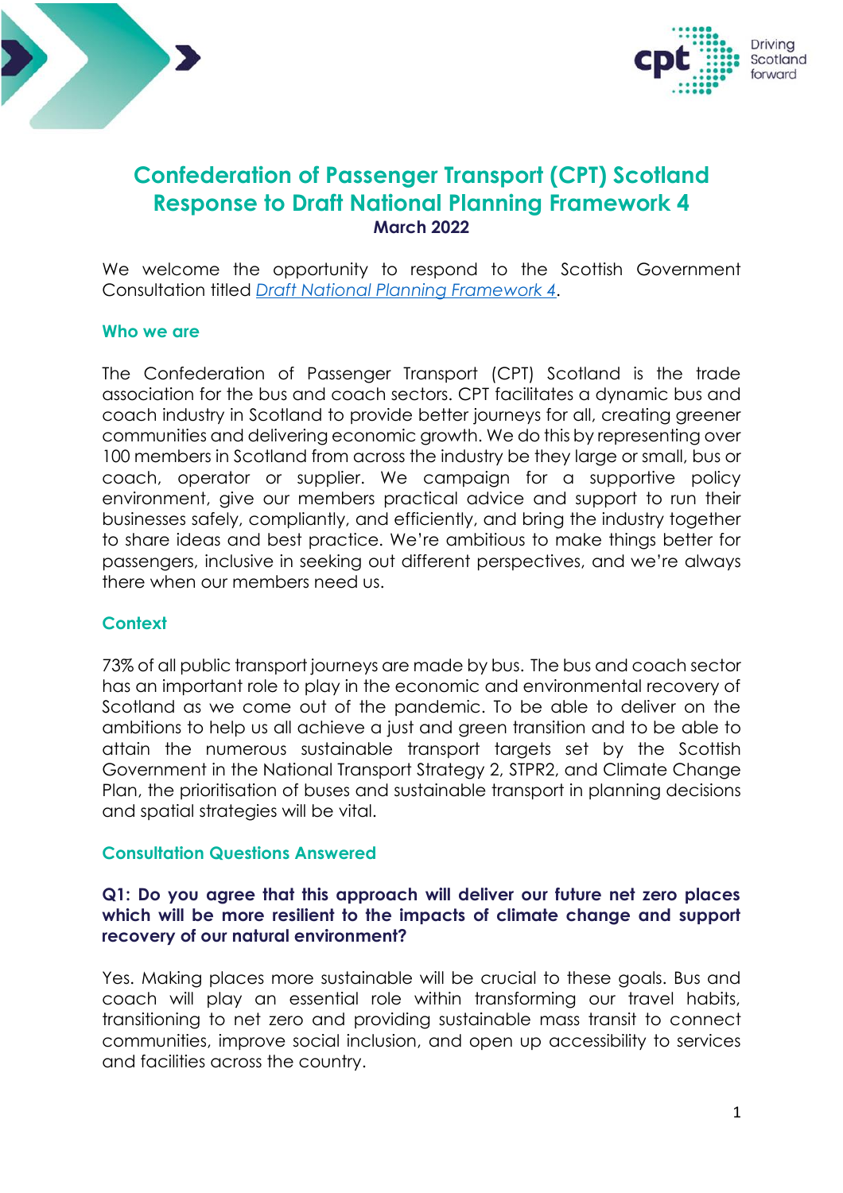# Confederation of Passenger Transport (CPT) Scotland Response to Draft National Planning Framework 4

**March 2022**

We welcome the opportunity to respond to the Scottish Government Consultation titled *Draft National Planning Framework 4*.

## Who we are

The Confederation of Passenger Transport (CPT) Scotland is the trade association for the bus and coach sectors. CPT facilitates a dynamic bus and coach industry in Scotland to provide better journeys for all, creating greener communities and delivering economic growth. We do this by representing over 100 members in Scotland from across the industry be they large or small, bus or coach, operator or supplier. We campaign for a supportive policy environment, give our members practical advice and support to run their businesses safely, compliantly, and efficiently, and bring the industry together to share ideas and best practice. We're ambitious to make things better for passengers, inclusive in seeking out different perspectives, and we're always there when our members need us.

## Context

73% of all public transport journeys are made by bus. The bus and coach sector has an important role to play in the economic and environmental recovery of Scotland as we come out of the pandemic. To be able to deliver on the ambitions to help us all achieve a just and green transition and to be able to attain the numerous sustainable transport targets set by the Scottish Government in the National Transport Strategy 2, STPR2, and Climate Change Plan, the prioritisation of buses and sustainable transport in planning decisions and spatial strategies will be vital.

## Consultation Questions Answered

### Q1: Do you agree that this approach will deliver our future net zero places which will be more resilient to the impacts of climate change and support recovery of our natural environment?

Yes. Making places more sustainable will be crucial to these goals. Bus and coach will play an essential role within transforming our travel habits, transitioning to net zero and providing sustainable mass transit to connect communities, improve social inclusion, and open up accessibility to services and facilities across the country.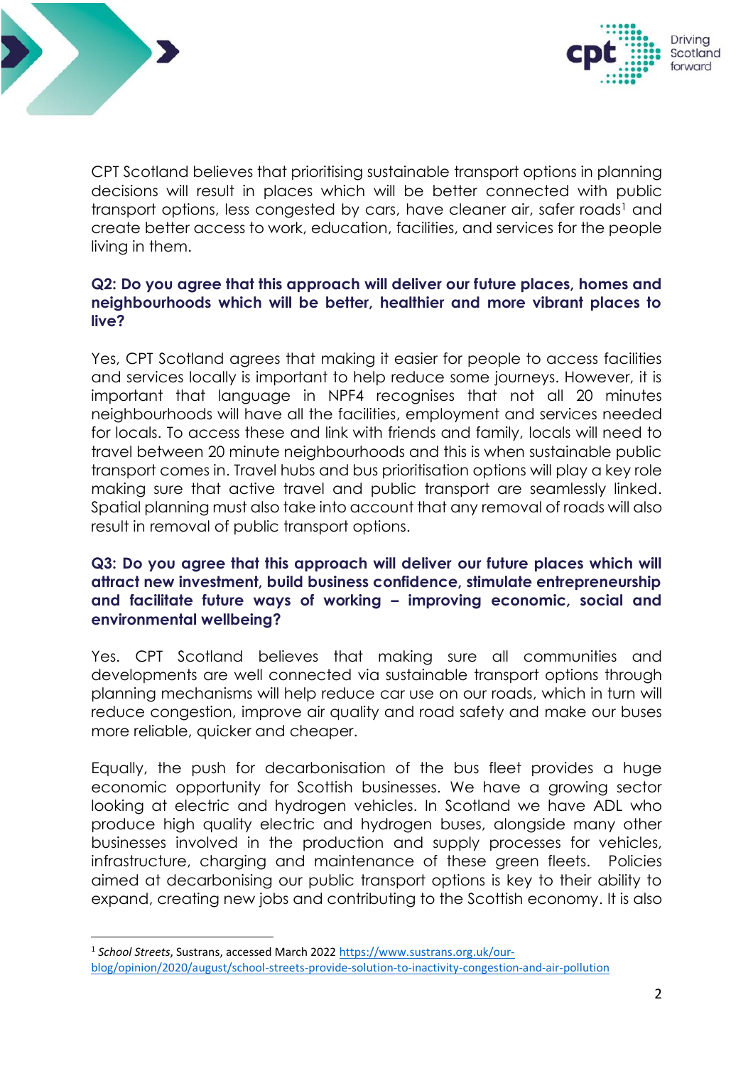CPT Scotland believes that prioritising sustainable transport options in planning decisions will result in places which will be better connected with public transport options, less congested by cars, have cleaner air, safer roads[1] and create better access to work, education, facilities, and services for the people living in them.

**Q2: Do you agree that this approach will deliver our future places, homes and neighbourhoods which will be better, healthier and more vibrant places to live?**

Yes, CPT Scotland agrees that making it easier for people to access facilities and services locally is important to help reduce some journeys. However, it is important that language in NPF4 recognises that not all 20 minutes neighbourhoods will have all the facilities, employment and services needed for locals. To access these and link with friends and family, locals will need to travel between 20 minute neighbourhoods and this is when sustainable public transport comes in. Travel hubs and bus prioritisation options will play a key role making sure that active travel and public transport are seamlessly linked. Spatial planning must also take into account that any removal of roads will also result in removal of public transport options.

**Q3: Do you agree that this approach will deliver our future places which will attract new investment, build business confidence, stimulate entrepreneurship and facilitate future ways of working – improving economic, social and environmental wellbeing?**

Yes. CPT Scotland believes that making sure all communities and developments are well connected via sustainable transport options through planning mechanisms will help reduce car use on our roads, which in turn will reduce congestion, improve air quality and road safety and make our buses more reliable, quicker and cheaper.

Equally, the push for decarbonisation of the bus fleet provides a huge economic opportunity for Scottish businesses. We have a growing sector looking at electric and hydrogen vehicles. In Scotland we have ADL who produce high quality electric and hydrogen buses, alongside many other businesses involved in the production and supply processes for vehicles, infrastructure, charging and maintenance of these green fleets. Policies aimed at decarbonising our public transport options is key to their ability to expand, creating new jobs and contributing to the Scottish economy. It is also

---

[1] *School Streets*, Sustrans, accessed March 2022 https://www.sustrans.org.uk/our-blog/opinion/2020/august/school-streets-provide-solution-to-inactivity-congestion-and-air-pollution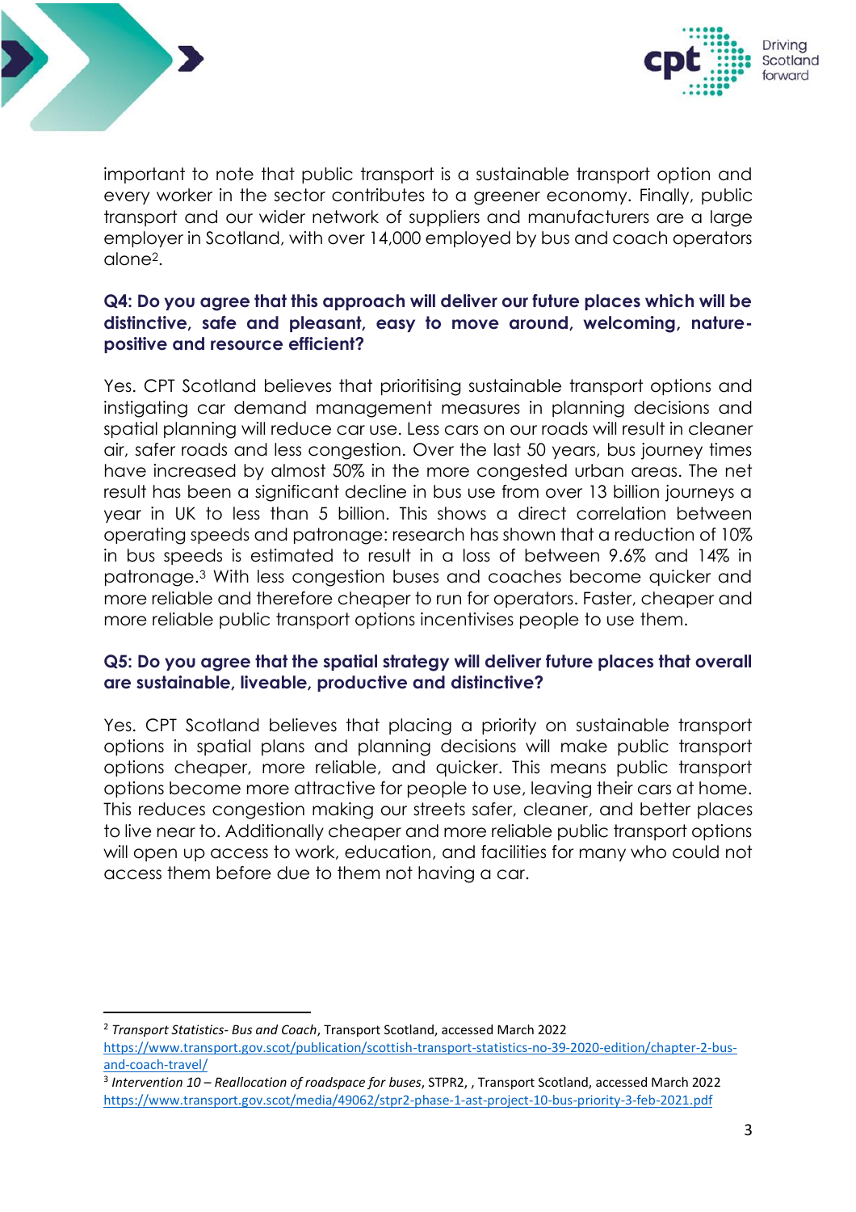important to note that public transport is a sustainable transport option and every worker in the sector contributes to a greener economy. Finally, public transport and our wider network of suppliers and manufacturers are a large employer in Scotland, with over 14,000 employed by bus and coach operators alone[2].

**Q4: Do you agree that this approach will deliver our future places which will be distinctive, safe and pleasant, easy to move around, welcoming, nature-positive and resource efficient?**

Yes. CPT Scotland believes that prioritising sustainable transport options and instigating car demand management measures in planning decisions and spatial planning will reduce car use. Less cars on our roads will result in cleaner air, safer roads and less congestion. Over the last 50 years, bus journey times have increased by almost 50% in the more congested urban areas. The net result has been a significant decline in bus use from over 13 billion journeys a year in UK to less than 5 billion. This shows a direct correlation between operating speeds and patronage: research has shown that a reduction of 10% in bus speeds is estimated to result in a loss of between 9.6% and 14% in patronage.[3] With less congestion buses and coaches become quicker and more reliable and therefore cheaper to run for operators. Faster, cheaper and more reliable public transport options incentivises people to use them.

**Q5: Do you agree that the spatial strategy will deliver future places that overall are sustainable, liveable, productive and distinctive?**

Yes. CPT Scotland believes that placing a priority on sustainable transport options in spatial plans and planning decisions will make public transport options cheaper, more reliable, and quicker. This means public transport options become more attractive for people to use, leaving their cars at home. This reduces congestion making our streets safer, cleaner, and better places to live near to. Additionally cheaper and more reliable public transport options will open up access to work, education, and facilities for many who could not access them before due to them not having a car.

---

[2] *Transport Statistics- Bus and Coach*, Transport Scotland, accessed March 2022 https://www.transport.gov.scot/publication/scottish-transport-statistics-no-39-2020-edition/chapter-2-bus-and-coach-travel/

[3] *Intervention 10 – Reallocation of roadspace for buses*, STPR2, , Transport Scotland, accessed March 2022 https://www.transport.gov.scot/media/49062/stpr2-phase-1-ast-project-10-bus-priority-3-feb-2021.pdf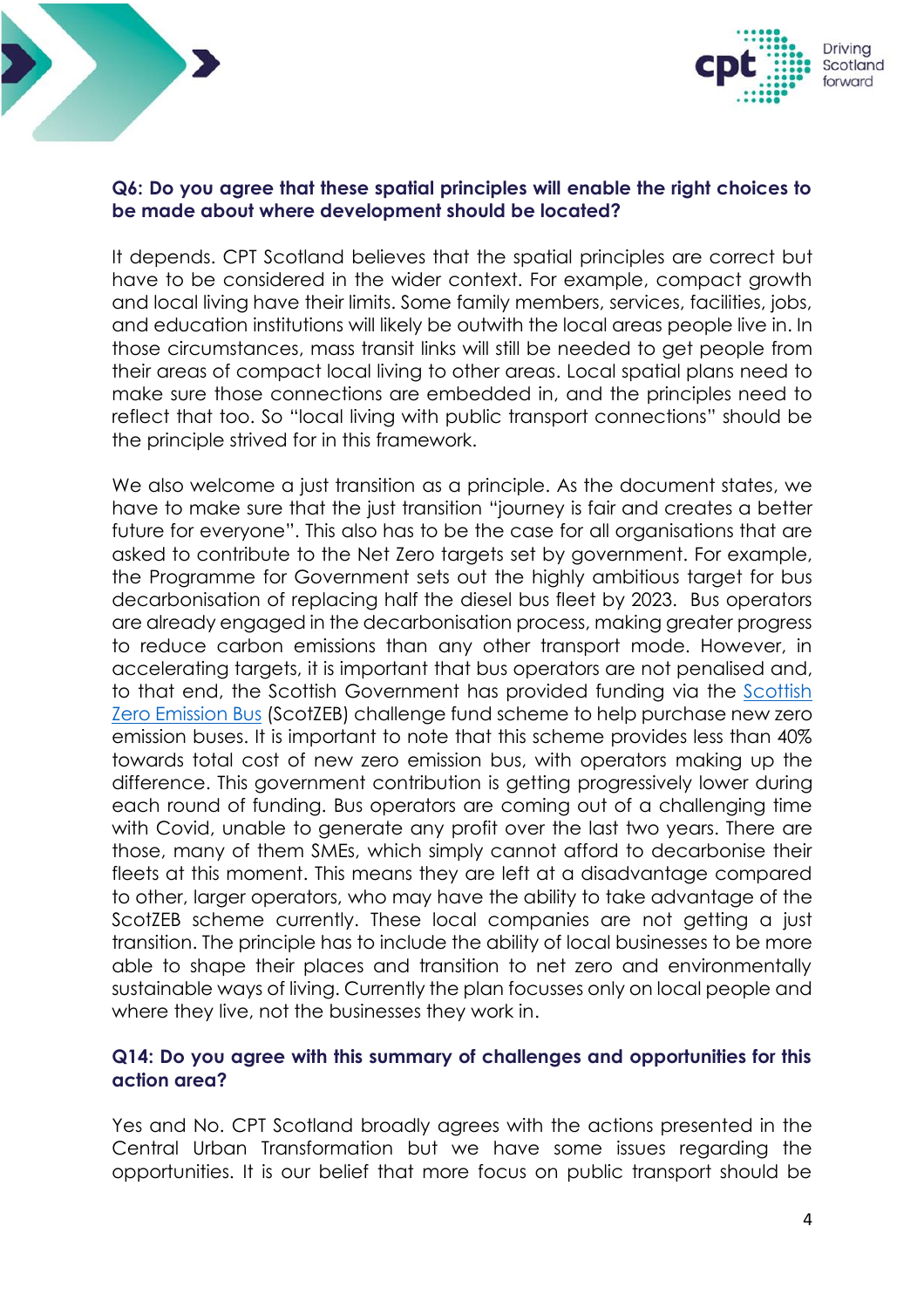**Q6: Do you agree that these spatial principles will enable the right choices to be made about where development should be located?**

It depends. CPT Scotland believes that the spatial principles are correct but have to be considered in the wider context. For example, compact growth and local living have their limits. Some family members, services, facilities, jobs, and education institutions will likely be outwith the local areas people live in. In those circumstances, mass transit links will still be needed to get people from their areas of compact local living to other areas. Local spatial plans need to make sure those connections are embedded in, and the principles need to reflect that too. So "local living with public transport connections" should be the principle strived for in this framework.

We also welcome a just transition as a principle. As the document states, we have to make sure that the just transition "journey is fair and creates a better future for everyone". This also has to be the case for all organisations that are asked to contribute to the Net Zero targets set by government. For example, the Programme for Government sets out the highly ambitious target for bus decarbonisation of replacing half the diesel bus fleet by 2023. Bus operators are already engaged in the decarbonisation process, making greater progress to reduce carbon emissions than any other transport mode. However, in accelerating targets, it is important that bus operators are not penalised and, to that end, the Scottish Government has provided funding via the Scottish Zero Emission Bus (ScotZEB) challenge fund scheme to help purchase new zero emission buses. It is important to note that this scheme provides less than 40% towards total cost of new zero emission bus, with operators making up the difference. This government contribution is getting progressively lower during each round of funding. Bus operators are coming out of a challenging time with Covid, unable to generate any profit over the last two years. There are those, many of them SMEs, which simply cannot afford to decarbonise their fleets at this moment. This means they are left at a disadvantage compared to other, larger operators, who may have the ability to take advantage of the ScotZEB scheme currently. These local companies are not getting a just transition. The principle has to include the ability of local businesses to be more able to shape their places and transition to net zero and environmentally sustainable ways of living. Currently the plan focusses only on local people and where they live, not the businesses they work in.

**Q14: Do you agree with this summary of challenges and opportunities for this action area?**

Yes and No. CPT Scotland broadly agrees with the actions presented in the Central Urban Transformation but we have some issues regarding the opportunities. It is our belief that more focus on public transport should be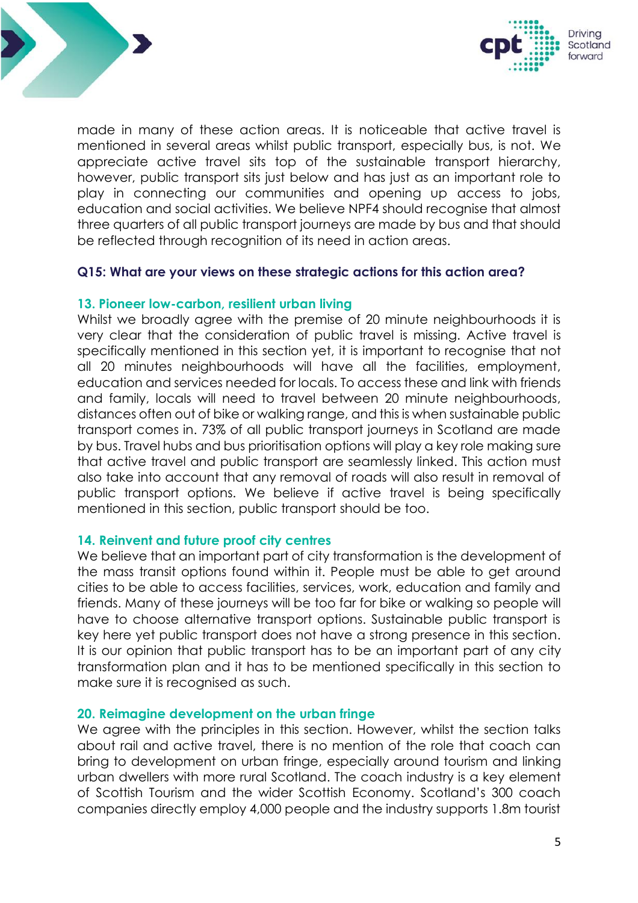made in many of these action areas. It is noticeable that active travel is mentioned in several areas whilst public transport, especially bus, is not. We appreciate active travel sits top of the sustainable transport hierarchy, however, public transport sits just below and has just as an important role to play in connecting our communities and opening up access to jobs, education and social activities. We believe NPF4 should recognise that almost three quarters of all public transport journeys are made by bus and that should be reflected through recognition of its need in action areas.

**Q15: What are your views on these strategic actions for this action area?**

**13. Pioneer low-carbon, resilient urban living**

Whilst we broadly agree with the premise of 20 minute neighbourhoods it is very clear that the consideration of public travel is missing. Active travel is specifically mentioned in this section yet, it is important to recognise that not all 20 minutes neighbourhoods will have all the facilities, employment, education and services needed for locals. To access these and link with friends and family, locals will need to travel between 20 minute neighbourhoods, distances often out of bike or walking range, and this is when sustainable public transport comes in. 73% of all public transport journeys in Scotland are made by bus. Travel hubs and bus prioritisation options will play a key role making sure that active travel and public transport are seamlessly linked. This action must also take into account that any removal of roads will also result in removal of public transport options. We believe if active travel is being specifically mentioned in this section, public transport should be too.

**14. Reinvent and future proof city centres**

We believe that an important part of city transformation is the development of the mass transit options found within it. People must be able to get around cities to be able to access facilities, services, work, education and family and friends. Many of these journeys will be too far for bike or walking so people will have to choose alternative transport options. Sustainable public transport is key here yet public transport does not have a strong presence in this section. It is our opinion that public transport has to be an important part of any city transformation plan and it has to be mentioned specifically in this section to make sure it is recognised as such.

**20. Reimagine development on the urban fringe**

We agree with the principles in this section. However, whilst the section talks about rail and active travel, there is no mention of the role that coach can bring to development on urban fringe, especially around tourism and linking urban dwellers with more rural Scotland. The coach industry is a key element of Scottish Tourism and the wider Scottish Economy. Scotland's 300 coach companies directly employ 4,000 people and the industry supports 1.8m tourist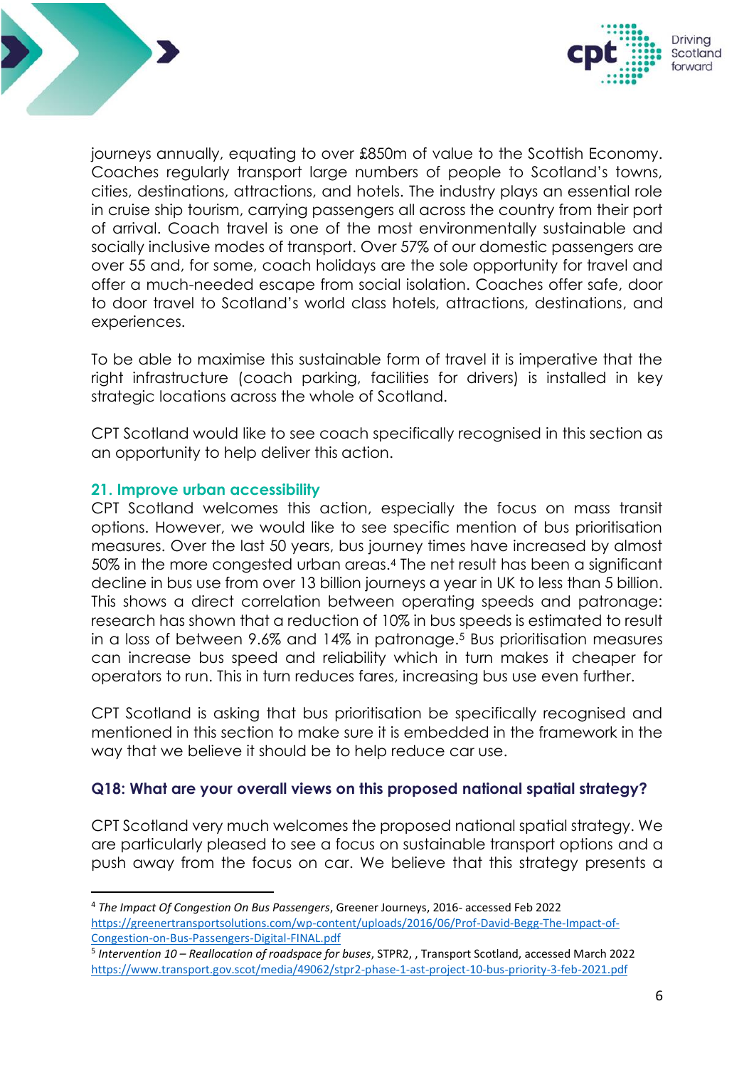journeys annually, equating to over £850m of value to the Scottish Economy. Coaches regularly transport large numbers of people to Scotland's towns, cities, destinations, attractions, and hotels. The industry plays an essential role in cruise ship tourism, carrying passengers all across the country from their port of arrival. Coach travel is one of the most environmentally sustainable and socially inclusive modes of transport. Over 57% of our domestic passengers are over 55 and, for some, coach holidays are the sole opportunity for travel and offer a much-needed escape from social isolation. Coaches offer safe, door to door travel to Scotland's world class hotels, attractions, destinations, and experiences.

To be able to maximise this sustainable form of travel it is imperative that the right infrastructure (coach parking, facilities for drivers) is installed in key strategic locations across the whole of Scotland.

CPT Scotland would like to see coach specifically recognised in this section as an opportunity to help deliver this action.

### 21. Improve urban accessibility

CPT Scotland welcomes this action, especially the focus on mass transit options. However, we would like to see specific mention of bus prioritisation measures. Over the last 50 years, bus journey times have increased by almost 50% in the more congested urban areas.[4] The net result has been a significant decline in bus use from over 13 billion journeys a year in UK to less than 5 billion. This shows a direct correlation between operating speeds and patronage: research has shown that a reduction of 10% in bus speeds is estimated to result in a loss of between 9.6% and 14% in patronage.[5] Bus prioritisation measures can increase bus speed and reliability which in turn makes it cheaper for operators to run. This in turn reduces fares, increasing bus use even further.

CPT Scotland is asking that bus prioritisation be specifically recognised and mentioned in this section to make sure it is embedded in the framework in the way that we believe it should be to help reduce car use.

### Q18: What are your overall views on this proposed national spatial strategy?

CPT Scotland very much welcomes the proposed national spatial strategy. We are particularly pleased to see a focus on sustainable transport options and a push away from the focus on car. We believe that this strategy presents a

---

[4] *The Impact Of Congestion On Bus Passengers*, Greener Journeys, 2016- accessed Feb 2022 https://greenertransportsolutions.com/wp-content/uploads/2016/06/Prof-David-Begg-The-Impact-of-Congestion-on-Bus-Passengers-Digital-FINAL.pdf

[5] *Intervention 10 – Reallocation of roadspace for buses*, STPR2, , Transport Scotland, accessed March 2022 https://www.transport.gov.scot/media/49062/stpr2-phase-1-ast-project-10-bus-priority-3-feb-2021.pdf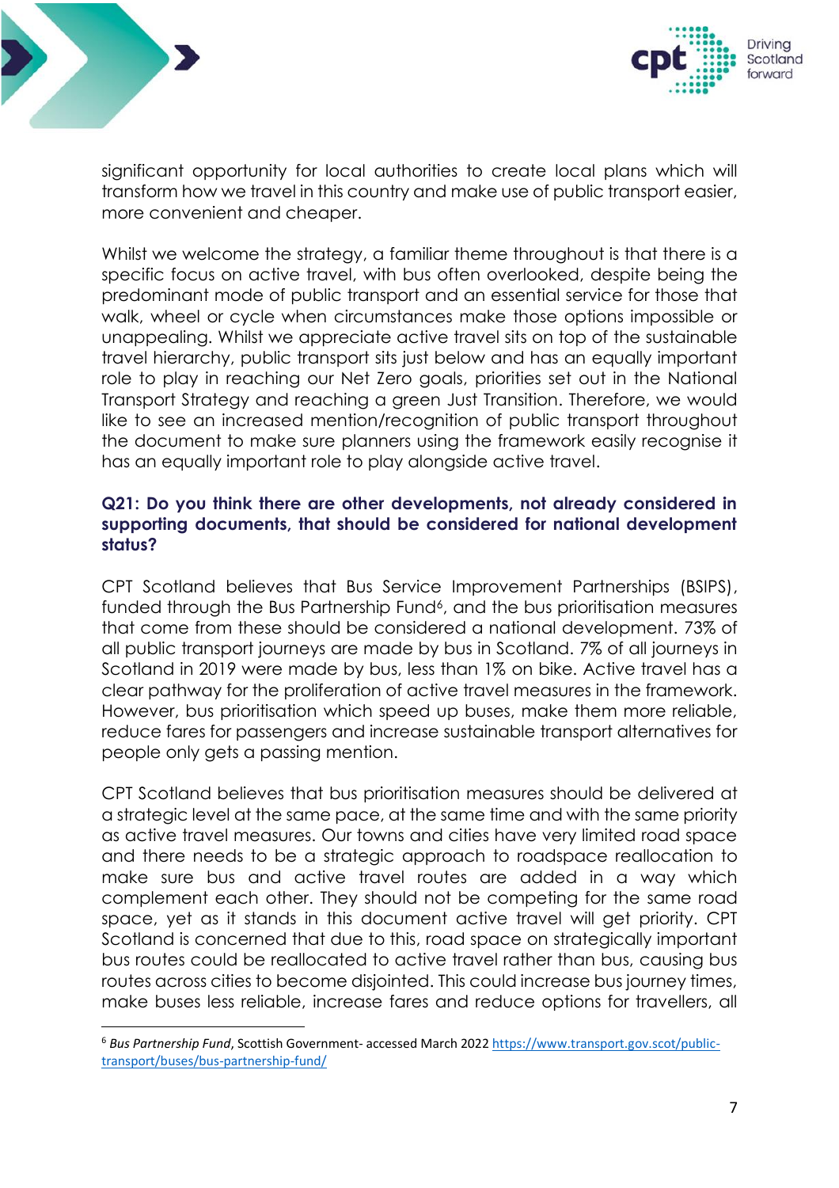significant opportunity for local authorities to create local plans which will transform how we travel in this country and make use of public transport easier, more convenient and cheaper.

Whilst we welcome the strategy, a familiar theme throughout is that there is a specific focus on active travel, with bus often overlooked, despite being the predominant mode of public transport and an essential service for those that walk, wheel or cycle when circumstances make those options impossible or unappealing. Whilst we appreciate active travel sits on top of the sustainable travel hierarchy, public transport sits just below and has an equally important role to play in reaching our Net Zero goals, priorities set out in the National Transport Strategy and reaching a green Just Transition. Therefore, we would like to see an increased mention/recognition of public transport throughout the document to make sure planners using the framework easily recognise it has an equally important role to play alongside active travel.

**Q21: Do you think there are other developments, not already considered in supporting documents, that should be considered for national development status?**

CPT Scotland believes that Bus Service Improvement Partnerships (BSIPS), funded through the Bus Partnership Fund[6], and the bus prioritisation measures that come from these should be considered a national development. 73% of all public transport journeys are made by bus in Scotland. 7% of all journeys in Scotland in 2019 were made by bus, less than 1% on bike. Active travel has a clear pathway for the proliferation of active travel measures in the framework. However, bus prioritisation which speed up buses, make them more reliable, reduce fares for passengers and increase sustainable transport alternatives for people only gets a passing mention.

CPT Scotland believes that bus prioritisation measures should be delivered at a strategic level at the same pace, at the same time and with the same priority as active travel measures. Our towns and cities have very limited road space and there needs to be a strategic approach to roadspace reallocation to make sure bus and active travel routes are added in a way which complement each other. They should not be competing for the same road space, yet as it stands in this document active travel will get priority. CPT Scotland is concerned that due to this, road space on strategically important bus routes could be reallocated to active travel rather than bus, causing bus routes across cities to become disjointed. This could increase bus journey times, make buses less reliable, increase fares and reduce options for travellers, all

---

[6] *Bus Partnership Fund*, Scottish Government- accessed March 2022 https://www.transport.gov.scot/public-transport/buses/bus-partnership-fund/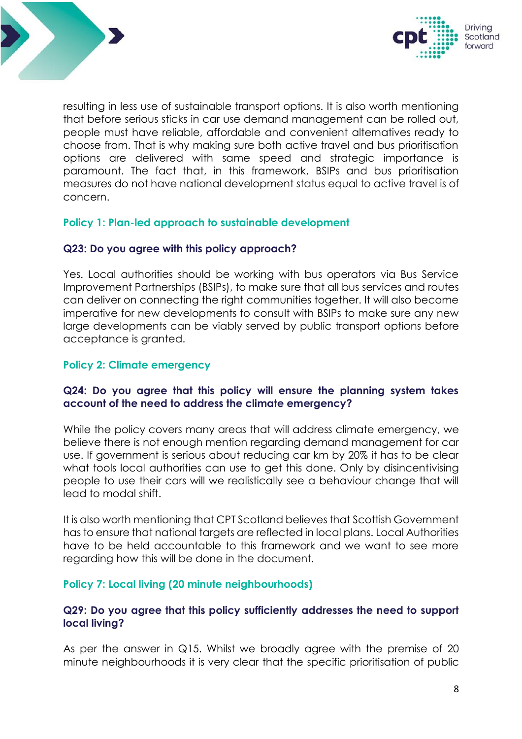resulting in less use of sustainable transport options. It is also worth mentioning that before serious sticks in car use demand management can be rolled out, people must have reliable, affordable and convenient alternatives ready to choose from. That is why making sure both active travel and bus prioritisation options are delivered with same speed and strategic importance is paramount. The fact that, in this framework, BSIPs and bus prioritisation measures do not have national development status equal to active travel is of concern.

### Policy 1: Plan-led approach to sustainable development

**Q23: Do you agree with this policy approach?**

Yes. Local authorities should be working with bus operators via Bus Service Improvement Partnerships (BSIPs), to make sure that all bus services and routes can deliver on connecting the right communities together. It will also become imperative for new developments to consult with BSIPs to make sure any new large developments can be viably served by public transport options before acceptance is granted.

### Policy 2: Climate emergency

**Q24: Do you agree that this policy will ensure the planning system takes account of the need to address the climate emergency?**

While the policy covers many areas that will address climate emergency, we believe there is not enough mention regarding demand management for car use. If government is serious about reducing car km by 20% it has to be clear what tools local authorities can use to get this done. Only by disincentivising people to use their cars will we realistically see a behaviour change that will lead to modal shift.

It is also worth mentioning that CPT Scotland believes that Scottish Government has to ensure that national targets are reflected in local plans. Local Authorities have to be held accountable to this framework and we want to see more regarding how this will be done in the document.

### Policy 7: Local living (20 minute neighbourhoods)

**Q29: Do you agree that this policy sufficiently addresses the need to support local living?**

As per the answer in Q15. Whilst we broadly agree with the premise of 20 minute neighbourhoods it is very clear that the specific prioritisation of public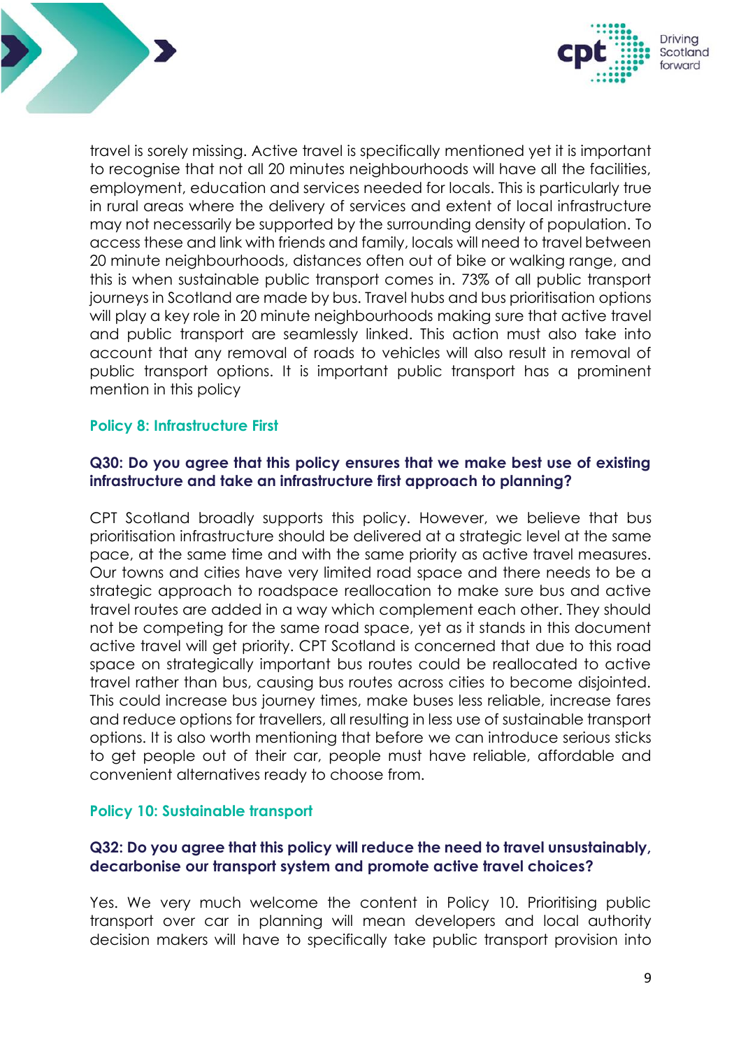travel is sorely missing. Active travel is specifically mentioned yet it is important to recognise that not all 20 minutes neighbourhoods will have all the facilities, employment, education and services needed for locals. This is particularly true in rural areas where the delivery of services and extent of local infrastructure may not necessarily be supported by the surrounding density of population. To access these and link with friends and family, locals will need to travel between 20 minute neighbourhoods, distances often out of bike or walking range, and this is when sustainable public transport comes in. 73% of all public transport journeys in Scotland are made by bus. Travel hubs and bus prioritisation options will play a key role in 20 minute neighbourhoods making sure that active travel and public transport are seamlessly linked. This action must also take into account that any removal of roads to vehicles will also result in removal of public transport options. It is important public transport has a prominent mention in this policy

### Policy 8: Infrastructure First

#### Q30: Do you agree that this policy ensures that we make best use of existing infrastructure and take an infrastructure first approach to planning?

CPT Scotland broadly supports this policy. However, we believe that bus prioritisation infrastructure should be delivered at a strategic level at the same pace, at the same time and with the same priority as active travel measures. Our towns and cities have very limited road space and there needs to be a strategic approach to roadspace reallocation to make sure bus and active travel routes are added in a way which complement each other. They should not be competing for the same road space, yet as it stands in this document active travel will get priority. CPT Scotland is concerned that due to this road space on strategically important bus routes could be reallocated to active travel rather than bus, causing bus routes across cities to become disjointed. This could increase bus journey times, make buses less reliable, increase fares and reduce options for travellers, all resulting in less use of sustainable transport options. It is also worth mentioning that before we can introduce serious sticks to get people out of their car, people must have reliable, affordable and convenient alternatives ready to choose from.

### Policy 10: Sustainable transport

#### Q32: Do you agree that this policy will reduce the need to travel unsustainably, decarbonise our transport system and promote active travel choices?

Yes. We very much welcome the content in Policy 10. Prioritising public transport over car in planning will mean developers and local authority decision makers will have to specifically take public transport provision into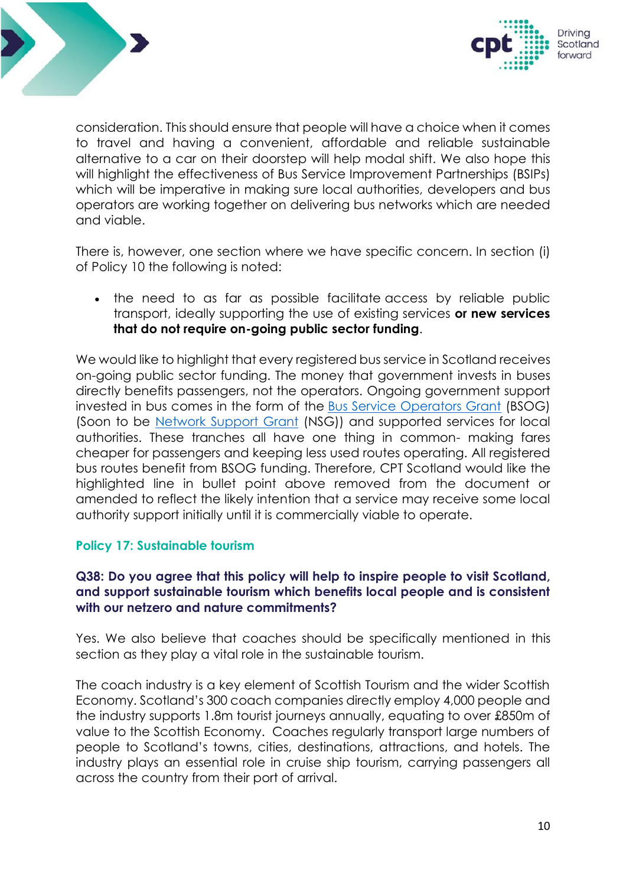consideration. This should ensure that people will have a choice when it comes to travel and having a convenient, affordable and reliable sustainable alternative to a car on their doorstep will help modal shift. We also hope this will highlight the effectiveness of Bus Service Improvement Partnerships (BSIPs) which will be imperative in making sure local authorities, developers and bus operators are working together on delivering bus networks which are needed and viable.

There is, however, one section where we have specific concern. In section (i) of Policy 10 the following is noted:

- the need to as far as possible facilitate access by reliable public transport, ideally supporting the use of existing services **or new services that do not require on-going public sector funding**.

We would like to highlight that every registered bus service in Scotland receives on-going public sector funding. The money that government invests in buses directly benefits passengers, not the operators. Ongoing government support invested in bus comes in the form of the Bus Service Operators Grant (BSOG) (Soon to be Network Support Grant (NSG)) and supported services for local authorities. These tranches all have one thing in common- making fares cheaper for passengers and keeping less used routes operating. All registered bus routes benefit from BSOG funding. Therefore, CPT Scotland would like the highlighted line in bullet point above removed from the document or amended to reflect the likely intention that a service may receive some local authority support initially until it is commercially viable to operate.

### Policy 17: Sustainable tourism

#### Q38: Do you agree that this policy will help to inspire people to visit Scotland, and support sustainable tourism which benefits local people and is consistent with our netzero and nature commitments?

Yes. We also believe that coaches should be specifically mentioned in this section as they play a vital role in the sustainable tourism.

The coach industry is a key element of Scottish Tourism and the wider Scottish Economy. Scotland's 300 coach companies directly employ 4,000 people and the industry supports 1.8m tourist journeys annually, equating to over £850m of value to the Scottish Economy. Coaches regularly transport large numbers of people to Scotland's towns, cities, destinations, attractions, and hotels. The industry plays an essential role in cruise ship tourism, carrying passengers all across the country from their port of arrival.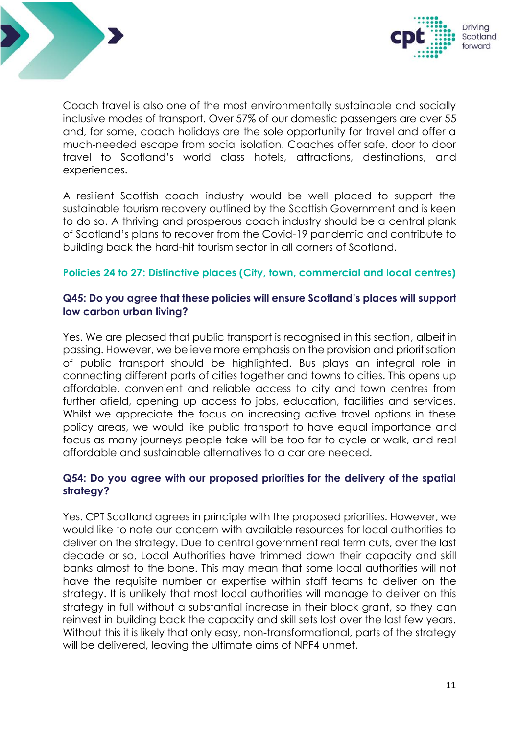Coach travel is also one of the most environmentally sustainable and socially inclusive modes of transport. Over 57% of our domestic passengers are over 55 and, for some, coach holidays are the sole opportunity for travel and offer a much-needed escape from social isolation. Coaches offer safe, door to door travel to Scotland's world class hotels, attractions, destinations, and experiences.

A resilient Scottish coach industry would be well placed to support the sustainable tourism recovery outlined by the Scottish Government and is keen to do so. A thriving and prosperous coach industry should be a central plank of Scotland's plans to recover from the Covid-19 pandemic and contribute to building back the hard-hit tourism sector in all corners of Scotland.

## Policies 24 to 27: Distinctive places (City, town, commercial and local centres)

### Q45: Do you agree that these policies will ensure Scotland's places will support low carbon urban living?

Yes. We are pleased that public transport is recognised in this section, albeit in passing. However, we believe more emphasis on the provision and prioritisation of public transport should be highlighted. Bus plays an integral role in connecting different parts of cities together and towns to cities. This opens up affordable, convenient and reliable access to city and town centres from further afield, opening up access to jobs, education, facilities and services. Whilst we appreciate the focus on increasing active travel options in these policy areas, we would like public transport to have equal importance and focus as many journeys people take will be too far to cycle or walk, and real affordable and sustainable alternatives to a car are needed.

### Q54: Do you agree with our proposed priorities for the delivery of the spatial strategy?

Yes. CPT Scotland agrees in principle with the proposed priorities. However, we would like to note our concern with available resources for local authorities to deliver on the strategy. Due to central government real term cuts, over the last decade or so, Local Authorities have trimmed down their capacity and skill banks almost to the bone. This may mean that some local authorities will not have the requisite number or expertise within staff teams to deliver on the strategy. It is unlikely that most local authorities will manage to deliver on this strategy in full without a substantial increase in their block grant, so they can reinvest in building back the capacity and skill sets lost over the last few years. Without this it is likely that only easy, non-transformational, parts of the strategy will be delivered, leaving the ultimate aims of NPF4 unmet.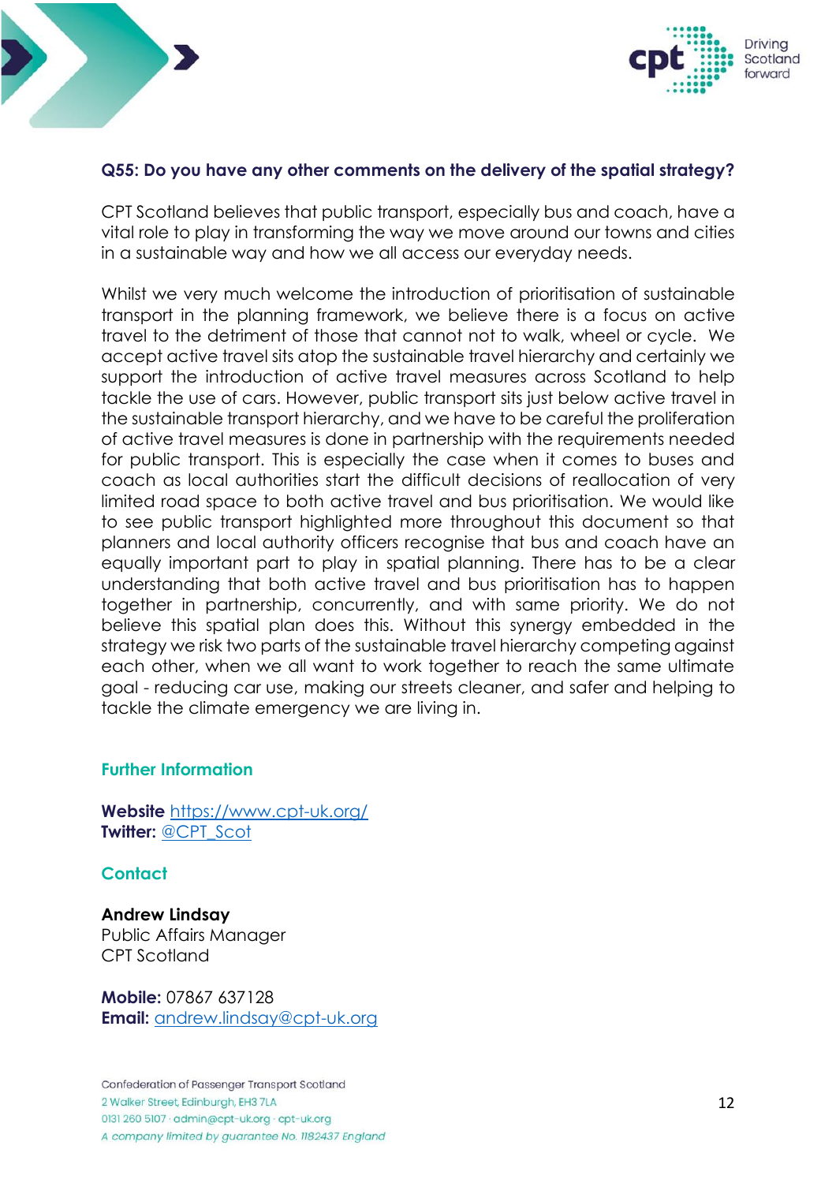### Q55: Do you have any other comments on the delivery of the spatial strategy?

CPT Scotland believes that public transport, especially bus and coach, have a vital role to play in transforming the way we move around our towns and cities in a sustainable way and how we all access our everyday needs.

Whilst we very much welcome the introduction of prioritisation of sustainable transport in the planning framework, we believe there is a focus on active travel to the detriment of those that cannot not to walk, wheel or cycle. We accept active travel sits atop the sustainable travel hierarchy and certainly we support the introduction of active travel measures across Scotland to help tackle the use of cars. However, public transport sits just below active travel in the sustainable transport hierarchy, and we have to be careful the proliferation of active travel measures is done in partnership with the requirements needed for public transport. This is especially the case when it comes to buses and coach as local authorities start the difficult decisions of reallocation of very limited road space to both active travel and bus prioritisation. We would like to see public transport highlighted more throughout this document so that planners and local authority officers recognise that bus and coach have an equally important part to play in spatial planning. There has to be a clear understanding that both active travel and bus prioritisation has to happen together in partnership, concurrently, and with same priority. We do not believe this spatial plan does this. Without this synergy embedded in the strategy we risk two parts of the sustainable travel hierarchy competing against each other, when we all want to work together to reach the same ultimate goal - reducing car use, making our streets cleaner, and safer and helping to tackle the climate emergency we are living in.

### Further Information

**Website** https://www.cpt-uk.org/
**Twitter:** @CPT_Scot

### Contact

**Andrew Lindsay**
Public Affairs Manager
CPT Scotland

**Mobile:** 07867 637128
**Email:** andrew.lindsay@cpt-uk.org

Confederation of Passenger Transport Scotland
2 Walker Street, Edinburgh, EH3 7LA
0131 260 5107 · admin@cpt-uk.org · cpt-uk.org
*A company limited by guarantee No. 1182437 England*